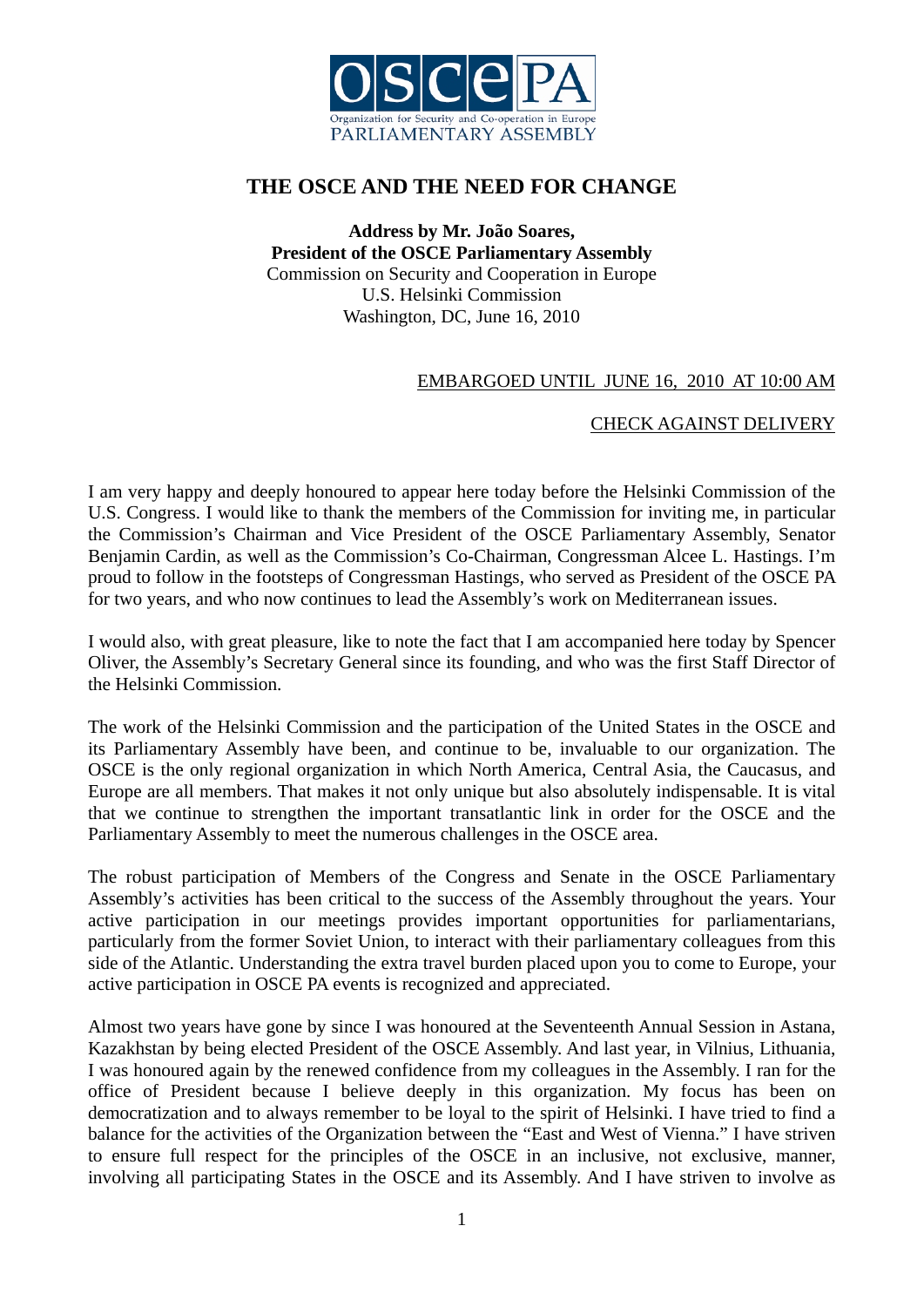# THE OSCE AND THE NEED FOR CHANGE

**Address by Mr. João Soares,**
**President of the OSCE Parliamentary Assembly**
Commission on Security and Cooperation in Europe
U.S. Helsinki Commission
Washington, DC, June 16, 2010

EMBARGOED UNTIL JUNE 16, 2010 AT 10:00 AM

CHECK AGAINST DELIVERY

I am very happy and deeply honoured to appear here today before the Helsinki Commission of the U.S. Congress. I would like to thank the members of the Commission for inviting me, in particular the Commission's Chairman and Vice President of the OSCE Parliamentary Assembly, Senator Benjamin Cardin, as well as the Commission's Co-Chairman, Congressman Alcee L. Hastings. I'm proud to follow in the footsteps of Congressman Hastings, who served as President of the OSCE PA for two years, and who now continues to lead the Assembly's work on Mediterranean issues.

I would also, with great pleasure, like to note the fact that I am accompanied here today by Spencer Oliver, the Assembly's Secretary General since its founding, and who was the first Staff Director of the Helsinki Commission.

The work of the Helsinki Commission and the participation of the United States in the OSCE and its Parliamentary Assembly have been, and continue to be, invaluable to our organization. The OSCE is the only regional organization in which North America, Central Asia, the Caucasus, and Europe are all members. That makes it not only unique but also absolutely indispensable. It is vital that we continue to strengthen the important transatlantic link in order for the OSCE and the Parliamentary Assembly to meet the numerous challenges in the OSCE area.

The robust participation of Members of the Congress and Senate in the OSCE Parliamentary Assembly's activities has been critical to the success of the Assembly throughout the years. Your active participation in our meetings provides important opportunities for parliamentarians, particularly from the former Soviet Union, to interact with their parliamentary colleagues from this side of the Atlantic. Understanding the extra travel burden placed upon you to come to Europe, your active participation in OSCE PA events is recognized and appreciated.

Almost two years have gone by since I was honoured at the Seventeenth Annual Session in Astana, Kazakhstan by being elected President of the OSCE Assembly. And last year, in Vilnius, Lithuania, I was honoured again by the renewed confidence from my colleagues in the Assembly. I ran for the office of President because I believe deeply in this organization. My focus has been on democratization and to always remember to be loyal to the spirit of Helsinki. I have tried to find a balance for the activities of the Organization between the "East and West of Vienna." I have striven to ensure full respect for the principles of the OSCE in an inclusive, not exclusive, manner, involving all participating States in the OSCE and its Assembly. And I have striven to involve as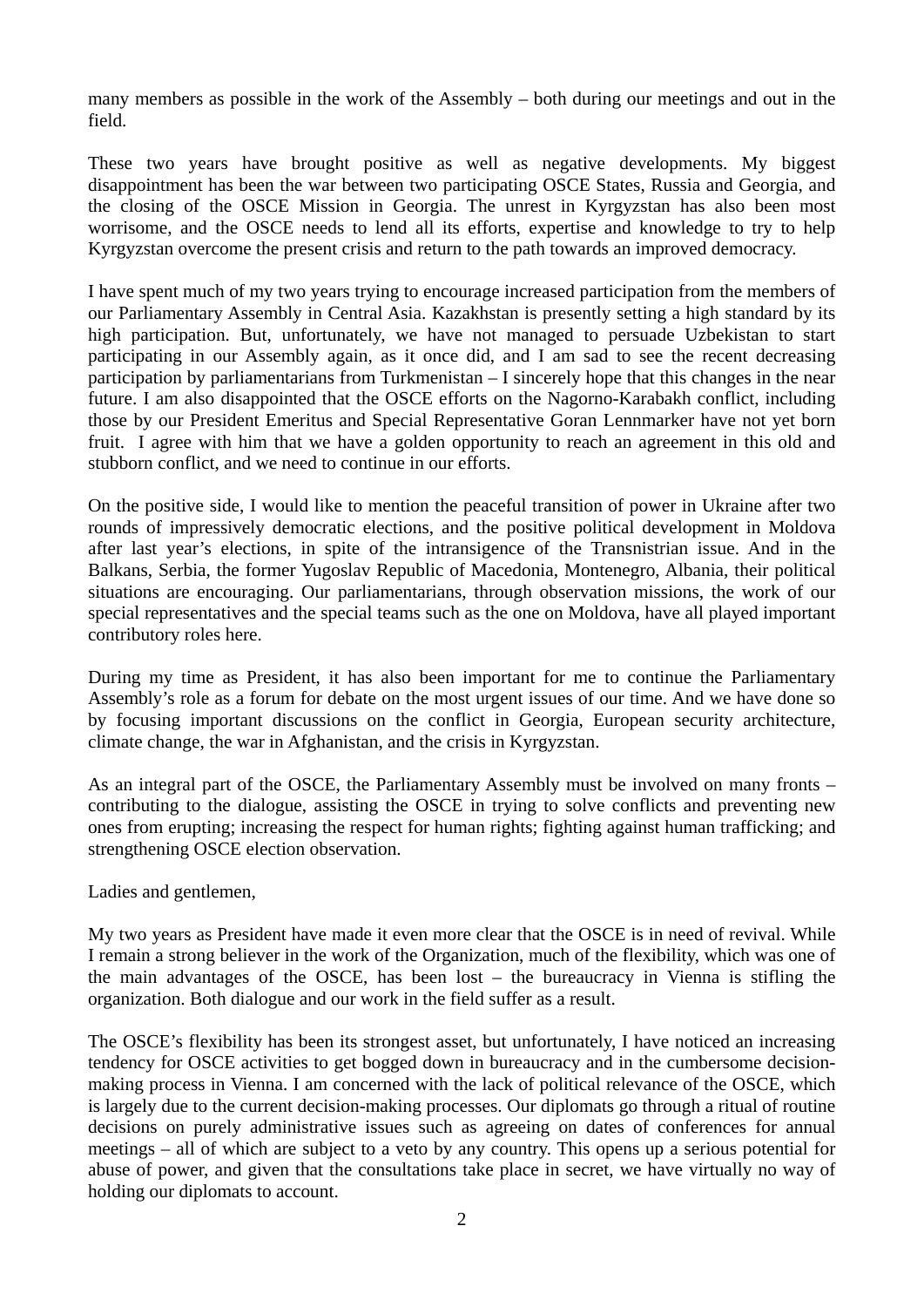many members as possible in the work of the Assembly – both during our meetings and out in the field.

These two years have brought positive as well as negative developments. My biggest disappointment has been the war between two participating OSCE States, Russia and Georgia, and the closing of the OSCE Mission in Georgia. The unrest in Kyrgyzstan has also been most worrisome, and the OSCE needs to lend all its efforts, expertise and knowledge to try to help Kyrgyzstan overcome the present crisis and return to the path towards an improved democracy.

I have spent much of my two years trying to encourage increased participation from the members of our Parliamentary Assembly in Central Asia. Kazakhstan is presently setting a high standard by its high participation. But, unfortunately, we have not managed to persuade Uzbekistan to start participating in our Assembly again, as it once did, and I am sad to see the recent decreasing participation by parliamentarians from Turkmenistan – I sincerely hope that this changes in the near future. I am also disappointed that the OSCE efforts on the Nagorno-Karabakh conflict, including those by our President Emeritus and Special Representative Goran Lennmarker have not yet born fruit. I agree with him that we have a golden opportunity to reach an agreement in this old and stubborn conflict, and we need to continue in our efforts.

On the positive side, I would like to mention the peaceful transition of power in Ukraine after two rounds of impressively democratic elections, and the positive political development in Moldova after last year's elections, in spite of the intransigence of the Transnistrian issue. And in the Balkans, Serbia, the former Yugoslav Republic of Macedonia, Montenegro, Albania, their political situations are encouraging. Our parliamentarians, through observation missions, the work of our special representatives and the special teams such as the one on Moldova, have all played important contributory roles here.

During my time as President, it has also been important for me to continue the Parliamentary Assembly's role as a forum for debate on the most urgent issues of our time. And we have done so by focusing important discussions on the conflict in Georgia, European security architecture, climate change, the war in Afghanistan, and the crisis in Kyrgyzstan.

As an integral part of the OSCE, the Parliamentary Assembly must be involved on many fronts – contributing to the dialogue, assisting the OSCE in trying to solve conflicts and preventing new ones from erupting; increasing the respect for human rights; fighting against human trafficking; and strengthening OSCE election observation.

Ladies and gentlemen,

My two years as President have made it even more clear that the OSCE is in need of revival. While I remain a strong believer in the work of the Organization, much of the flexibility, which was one of the main advantages of the OSCE, has been lost – the bureaucracy in Vienna is stifling the organization. Both dialogue and our work in the field suffer as a result.

The OSCE's flexibility has been its strongest asset, but unfortunately, I have noticed an increasing tendency for OSCE activities to get bogged down in bureaucracy and in the cumbersome decision-making process in Vienna. I am concerned with the lack of political relevance of the OSCE, which is largely due to the current decision-making processes. Our diplomats go through a ritual of routine decisions on purely administrative issues such as agreeing on dates of conferences for annual meetings – all of which are subject to a veto by any country. This opens up a serious potential for abuse of power, and given that the consultations take place in secret, we have virtually no way of holding our diplomats to account.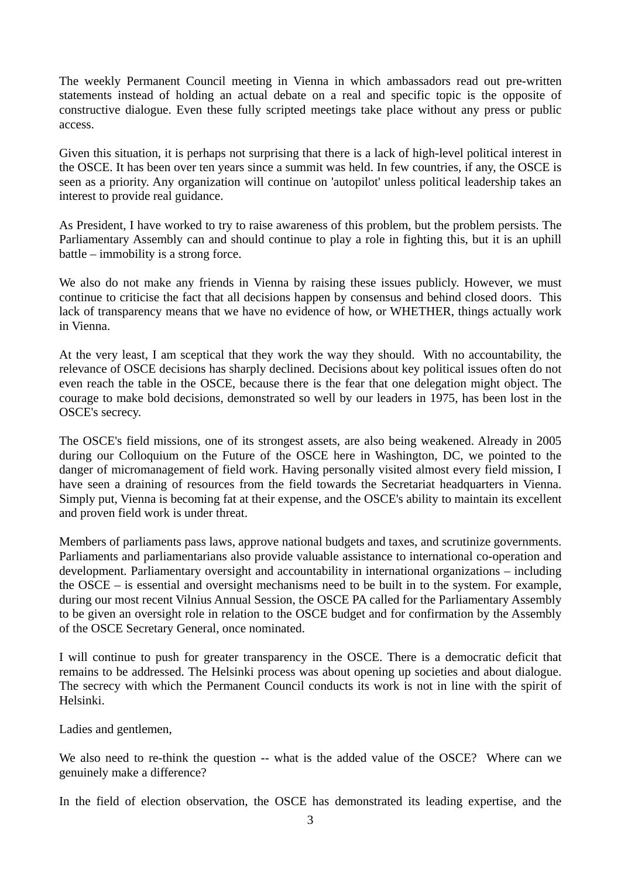The weekly Permanent Council meeting in Vienna in which ambassadors read out pre-written statements instead of holding an actual debate on a real and specific topic is the opposite of constructive dialogue. Even these fully scripted meetings take place without any press or public access.

Given this situation, it is perhaps not surprising that there is a lack of high-level political interest in the OSCE. It has been over ten years since a summit was held. In few countries, if any, the OSCE is seen as a priority. Any organization will continue on 'autopilot' unless political leadership takes an interest to provide real guidance.

As President, I have worked to try to raise awareness of this problem, but the problem persists. The Parliamentary Assembly can and should continue to play a role in fighting this, but it is an uphill battle – immobility is a strong force.

We also do not make any friends in Vienna by raising these issues publicly. However, we must continue to criticise the fact that all decisions happen by consensus and behind closed doors. This lack of transparency means that we have no evidence of how, or WHETHER, things actually work in Vienna.

At the very least, I am sceptical that they work the way they should. With no accountability, the relevance of OSCE decisions has sharply declined. Decisions about key political issues often do not even reach the table in the OSCE, because there is the fear that one delegation might object. The courage to make bold decisions, demonstrated so well by our leaders in 1975, has been lost in the OSCE's secrecy.

The OSCE's field missions, one of its strongest assets, are also being weakened. Already in 2005 during our Colloquium on the Future of the OSCE here in Washington, DC, we pointed to the danger of micromanagement of field work. Having personally visited almost every field mission, I have seen a draining of resources from the field towards the Secretariat headquarters in Vienna. Simply put, Vienna is becoming fat at their expense, and the OSCE's ability to maintain its excellent and proven field work is under threat.

Members of parliaments pass laws, approve national budgets and taxes, and scrutinize governments. Parliaments and parliamentarians also provide valuable assistance to international co-operation and development. Parliamentary oversight and accountability in international organizations – including the OSCE – is essential and oversight mechanisms need to be built in to the system. For example, during our most recent Vilnius Annual Session, the OSCE PA called for the Parliamentary Assembly to be given an oversight role in relation to the OSCE budget and for confirmation by the Assembly of the OSCE Secretary General, once nominated.

I will continue to push for greater transparency in the OSCE. There is a democratic deficit that remains to be addressed. The Helsinki process was about opening up societies and about dialogue. The secrecy with which the Permanent Council conducts its work is not in line with the spirit of Helsinki.

Ladies and gentlemen,

We also need to re-think the question -- what is the added value of the OSCE? Where can we genuinely make a difference?

In the field of election observation, the OSCE has demonstrated its leading expertise, and the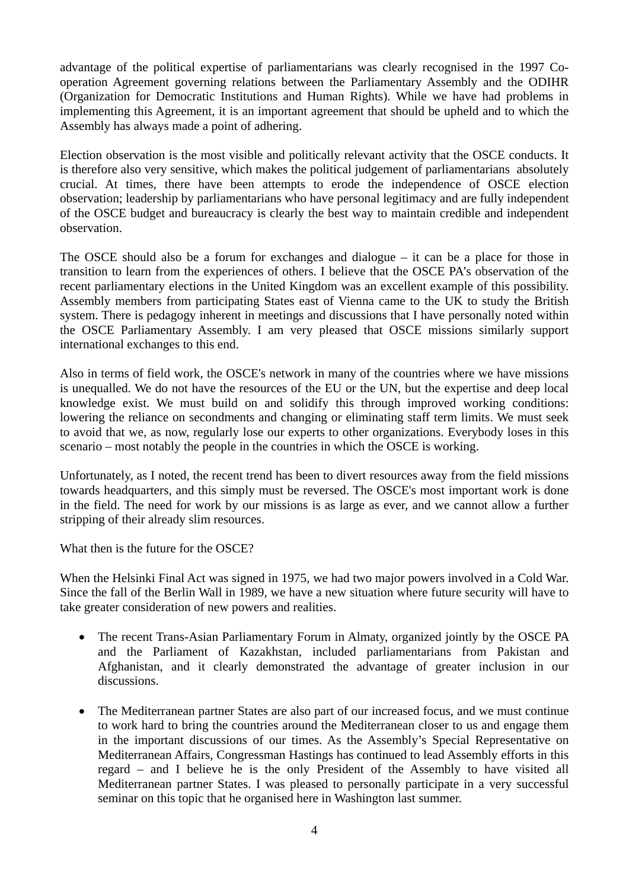advantage of the political expertise of parliamentarians was clearly recognised in the 1997 Co-operation Agreement governing relations between the Parliamentary Assembly and the ODIHR (Organization for Democratic Institutions and Human Rights). While we have had problems in implementing this Agreement, it is an important agreement that should be upheld and to which the Assembly has always made a point of adhering.

Election observation is the most visible and politically relevant activity that the OSCE conducts. It is therefore also very sensitive, which makes the political judgement of parliamentarians absolutely crucial. At times, there have been attempts to erode the independence of OSCE election observation; leadership by parliamentarians who have personal legitimacy and are fully independent of the OSCE budget and bureaucracy is clearly the best way to maintain credible and independent observation.

The OSCE should also be a forum for exchanges and dialogue – it can be a place for those in transition to learn from the experiences of others. I believe that the OSCE PA's observation of the recent parliamentary elections in the United Kingdom was an excellent example of this possibility. Assembly members from participating States east of Vienna came to the UK to study the British system. There is pedagogy inherent in meetings and discussions that I have personally noted within the OSCE Parliamentary Assembly. I am very pleased that OSCE missions similarly support international exchanges to this end.

Also in terms of field work, the OSCE's network in many of the countries where we have missions is unequalled. We do not have the resources of the EU or the UN, but the expertise and deep local knowledge exist. We must build on and solidify this through improved working conditions: lowering the reliance on secondments and changing or eliminating staff term limits. We must seek to avoid that we, as now, regularly lose our experts to other organizations. Everybody loses in this scenario – most notably the people in the countries in which the OSCE is working.

Unfortunately, as I noted, the recent trend has been to divert resources away from the field missions towards headquarters, and this simply must be reversed. The OSCE's most important work is done in the field. The need for work by our missions is as large as ever, and we cannot allow a further stripping of their already slim resources.

What then is the future for the OSCE?

When the Helsinki Final Act was signed in 1975, we had two major powers involved in a Cold War. Since the fall of the Berlin Wall in 1989, we have a new situation where future security will have to take greater consideration of new powers and realities.

- The recent Trans-Asian Parliamentary Forum in Almaty, organized jointly by the OSCE PA and the Parliament of Kazakhstan, included parliamentarians from Pakistan and Afghanistan, and it clearly demonstrated the advantage of greater inclusion in our discussions.

- The Mediterranean partner States are also part of our increased focus, and we must continue to work hard to bring the countries around the Mediterranean closer to us and engage them in the important discussions of our times. As the Assembly's Special Representative on Mediterranean Affairs, Congressman Hastings has continued to lead Assembly efforts in this regard – and I believe he is the only President of the Assembly to have visited all Mediterranean partner States. I was pleased to personally participate in a very successful seminar on this topic that he organised here in Washington last summer.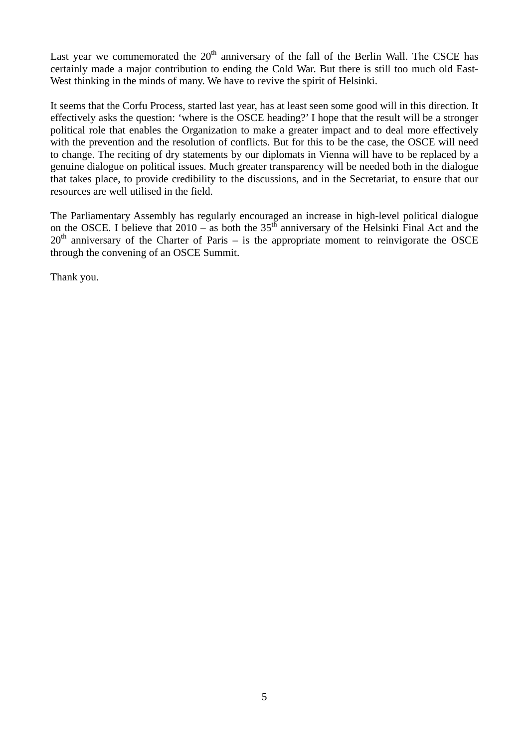Last year we commemorated the 20th anniversary of the fall of the Berlin Wall. The CSCE has certainly made a major contribution to ending the Cold War. But there is still too much old East-West thinking in the minds of many. We have to revive the spirit of Helsinki.

It seems that the Corfu Process, started last year, has at least seen some good will in this direction. It effectively asks the question: 'where is the OSCE heading?' I hope that the result will be a stronger political role that enables the Organization to make a greater impact and to deal more effectively with the prevention and the resolution of conflicts. But for this to be the case, the OSCE will need to change. The reciting of dry statements by our diplomats in Vienna will have to be replaced by a genuine dialogue on political issues. Much greater transparency will be needed both in the dialogue that takes place, to provide credibility to the discussions, and in the Secretariat, to ensure that our resources are well utilised in the field.

The Parliamentary Assembly has regularly encouraged an increase in high-level political dialogue on the OSCE. I believe that 2010 – as both the 35th anniversary of the Helsinki Final Act and the 20th anniversary of the Charter of Paris – is the appropriate moment to reinvigorate the OSCE through the convening of an OSCE Summit.

Thank you.